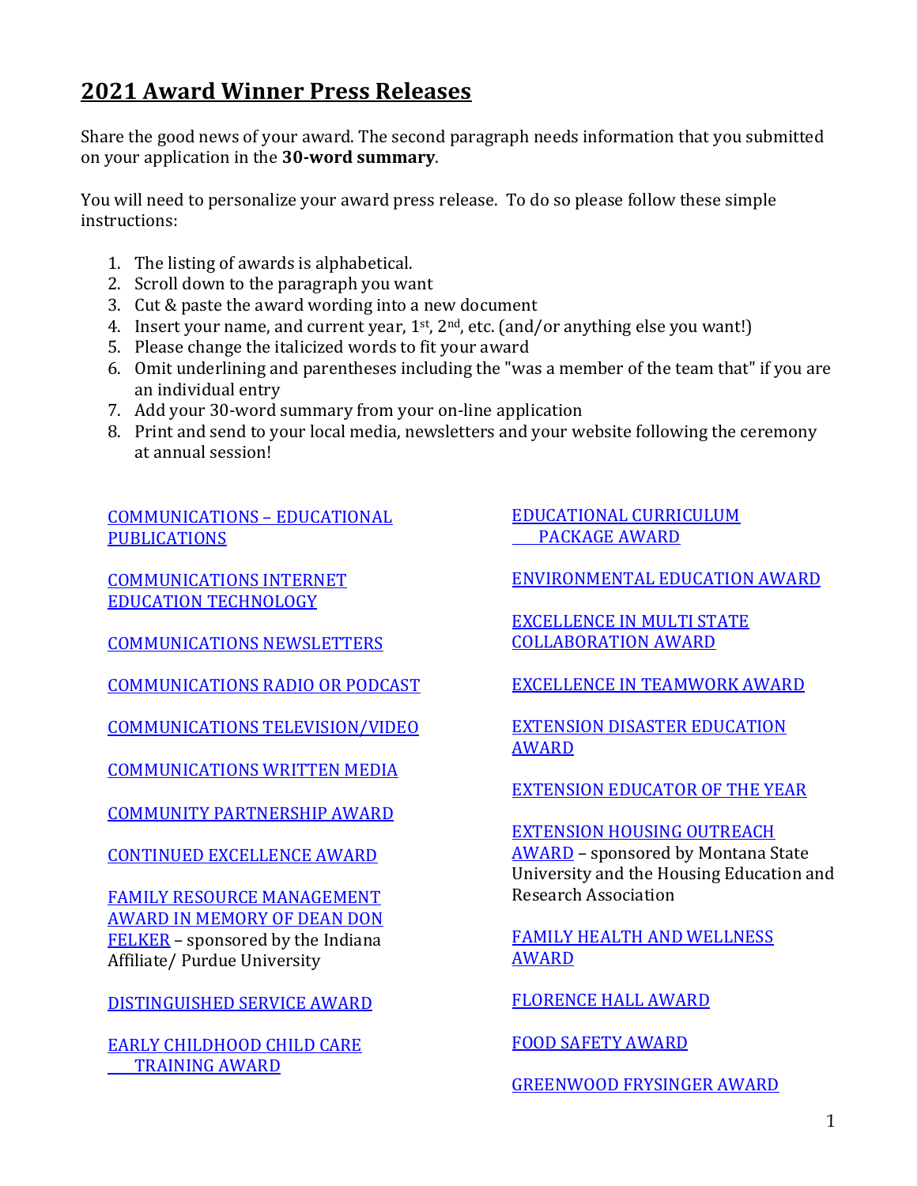# 2021 Award Winner Press Releases

Share the good news of your award. The second paragraph needs information that you submitted on your application in the **30-word summary**.

You will need to personalize your award press release. To do so please follow these simple instructions:

1. The listing of awards is alphabetical.
2. Scroll down to the paragraph you want
3. Cut & paste the award wording into a new document
4. Insert your name, and current year, 1st, 2nd, etc. (and/or anything else you want!)
5. Please change the italicized words to fit your award
6. Omit underlining and parentheses including the "was a member of the team that" if you are an individual entry
7. Add your 30-word summary from your on-line application
8. Print and send to your local media, newsletters and your website following the ceremony at annual session!

COMMUNICATIONS – EDUCATIONAL PUBLICATIONS

COMMUNICATIONS INTERNET EDUCATION TECHNOLOGY

COMMUNICATIONS NEWSLETTERS

COMMUNICATIONS RADIO OR PODCAST

COMMUNICATIONS TELEVISION/VIDEO

COMMUNICATIONS WRITTEN MEDIA

COMMUNITY PARTNERSHIP AWARD

CONTINUED EXCELLENCE AWARD

FAMILY RESOURCE MANAGEMENT AWARD IN MEMORY OF DEAN DON FELKER – sponsored by the Indiana Affiliate/ Purdue University

DISTINGUISHED SERVICE AWARD

EARLY CHILDHOOD CHILD CARE TRAINING AWARD

EDUCATIONAL CURRICULUM PACKAGE AWARD

ENVIRONMENTAL EDUCATION AWARD

EXCELLENCE IN MULTI STATE COLLABORATION AWARD

EXCELLENCE IN TEAMWORK AWARD

EXTENSION DISASTER EDUCATION AWARD

EXTENSION EDUCATOR OF THE YEAR

EXTENSION HOUSING OUTREACH AWARD – sponsored by Montana State University and the Housing Education and Research Association

FAMILY HEALTH AND WELLNESS AWARD

FLORENCE HALL AWARD

FOOD SAFETY AWARD

GREENWOOD FRYSINGER AWARD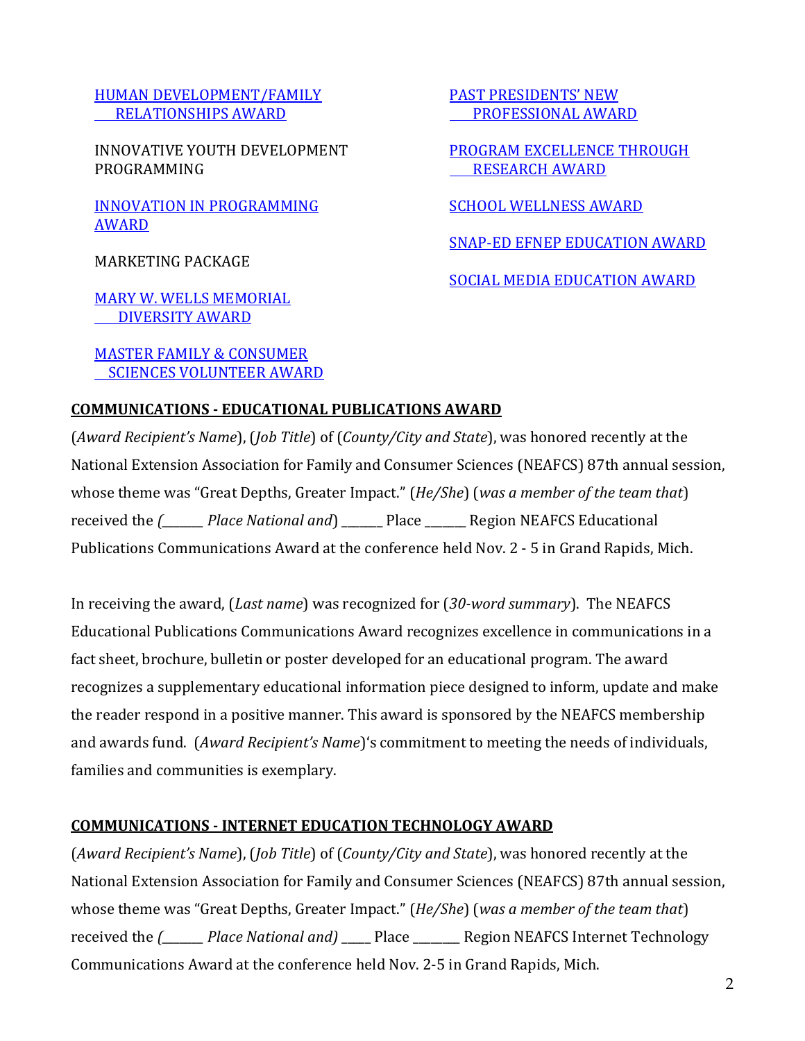HUMAN DEVELOPMENT/FAMILY RELATIONSHIPS AWARD

INNOVATIVE YOUTH DEVELOPMENT PROGRAMMING

INNOVATION IN PROGRAMMING AWARD

MARKETING PACKAGE

MARY W. WELLS MEMORIAL DIVERSITY AWARD

MASTER FAMILY & CONSUMER SCIENCES VOLUNTEER AWARD

PAST PRESIDENTS' NEW PROFESSIONAL AWARD

PROGRAM EXCELLENCE THROUGH RESEARCH AWARD

SCHOOL WELLNESS AWARD

SNAP-ED EFNEP EDUCATION AWARD

SOCIAL MEDIA EDUCATION AWARD

## COMMUNICATIONS - EDUCATIONAL PUBLICATIONS AWARD

(*Award Recipient's Name*), (*Job Title*) of (*County/City and State*), was honored recently at the National Extension Association for Family and Consumer Sciences (NEAFCS) 87th annual session, whose theme was "Great Depths, Greater Impact." (*He/She*) (*was a member of the team that*) received the *(_______ Place National and*) _______ Place _______ Region NEAFCS Educational Publications Communications Award at the conference held Nov. 2 - 5 in Grand Rapids, Mich.

In receiving the award, (*Last name*) was recognized for (*30-word summary*). The NEAFCS Educational Publications Communications Award recognizes excellence in communications in a fact sheet, brochure, bulletin or poster developed for an educational program. The award recognizes a supplementary educational information piece designed to inform, update and make the reader respond in a positive manner. This award is sponsored by the NEAFCS membership and awards fund. (*Award Recipient's Name*)'s commitment to meeting the needs of individuals, families and communities is exemplary.

## COMMUNICATIONS - INTERNET EDUCATION TECHNOLOGY AWARD

(*Award Recipient's Name*), (*Job Title*) of (*County/City and State*), was honored recently at the National Extension Association for Family and Consumer Sciences (NEAFCS) 87th annual session, whose theme was "Great Depths, Greater Impact." (*He/She*) (*was a member of the team that*) received the *(_______ Place National and)* _____ Place _______ Region NEAFCS Internet Technology Communications Award at the conference held Nov. 2-5 in Grand Rapids, Mich.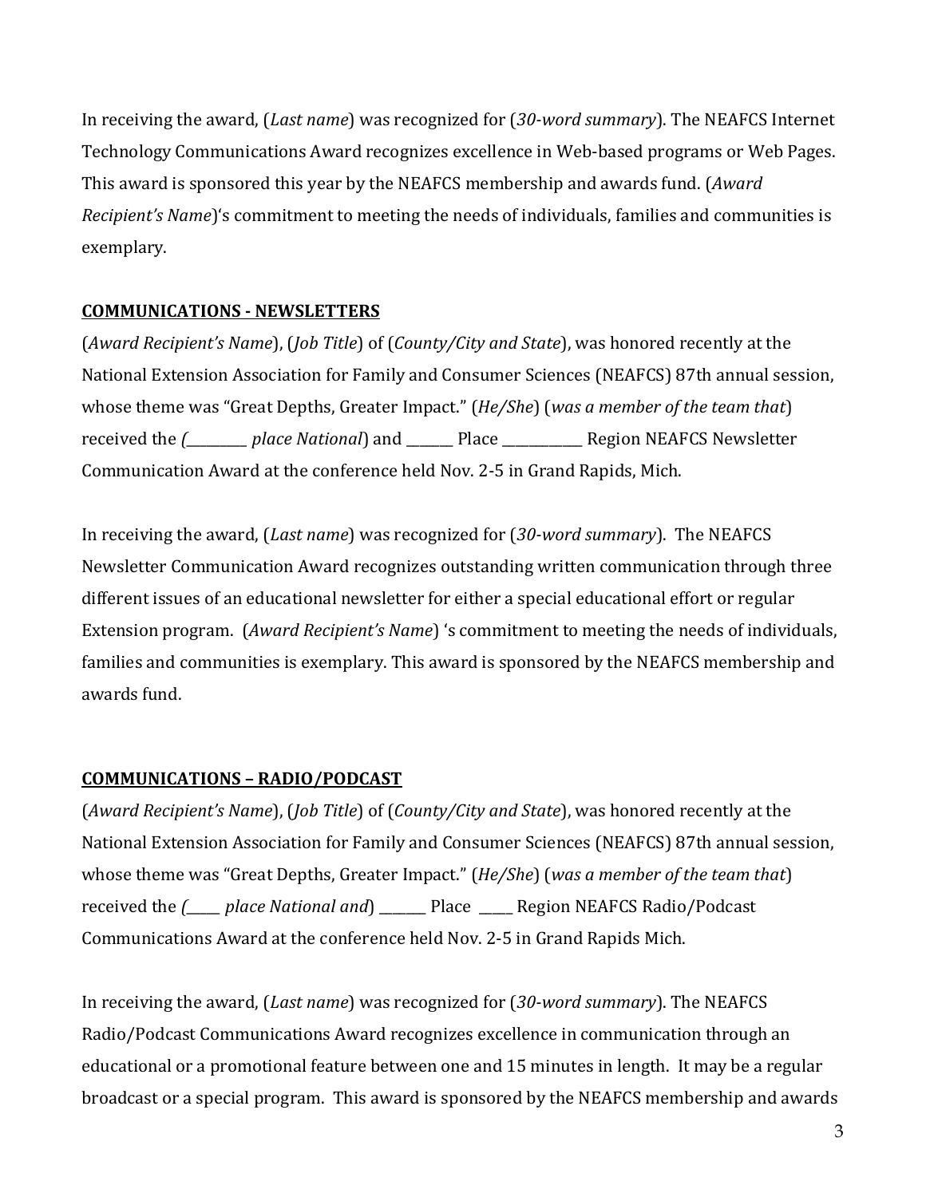In receiving the award, (*Last name*) was recognized for (*30-word summary*). The NEAFCS Internet Technology Communications Award recognizes excellence in Web-based programs or Web Pages. This award is sponsored this year by the NEAFCS membership and awards fund. (*Award Recipient's Name*)'s commitment to meeting the needs of individuals, families and communities is exemplary.

**COMMUNICATIONS - NEWSLETTERS**

(*Award Recipient's Name*), (*Job Title*) of (*County/City and State*), was honored recently at the National Extension Association for Family and Consumer Sciences (NEAFCS) 87th annual session, whose theme was "Great Depths, Greater Impact." (*He/She*) (*was a member of the team that*) received the *(\_\_\_\_\_\_\_\_\_ place National*) and \_\_\_\_\_\_\_ Place \_\_\_\_\_\_\_\_\_\_\_\_ Region NEAFCS Newsletter Communication Award at the conference held Nov. 2-5 in Grand Rapids, Mich.

In receiving the award, (*Last name*) was recognized for (*30-word summary*). The NEAFCS Newsletter Communication Award recognizes outstanding written communication through three different issues of an educational newsletter for either a special educational effort or regular Extension program. (*Award Recipient's Name*) 's commitment to meeting the needs of individuals, families and communities is exemplary. This award is sponsored by the NEAFCS membership and awards fund.

**COMMUNICATIONS – RADIO/PODCAST**

(*Award Recipient's Name*), (*Job Title*) of (*County/City and State*), was honored recently at the National Extension Association for Family and Consumer Sciences (NEAFCS) 87th annual session, whose theme was "Great Depths, Greater Impact." (*He/She*) (*was a member of the team that*) received the *(\_\_\_\_\_ place National and*) \_\_\_\_\_\_\_ Place \_\_\_\_\_ Region NEAFCS Radio/Podcast Communications Award at the conference held Nov. 2-5 in Grand Rapids Mich.

In receiving the award, (*Last name*) was recognized for (*30-word summary*). The NEAFCS Radio/Podcast Communications Award recognizes excellence in communication through an educational or a promotional feature between one and 15 minutes in length. It may be a regular broadcast or a special program. This award is sponsored by the NEAFCS membership and awards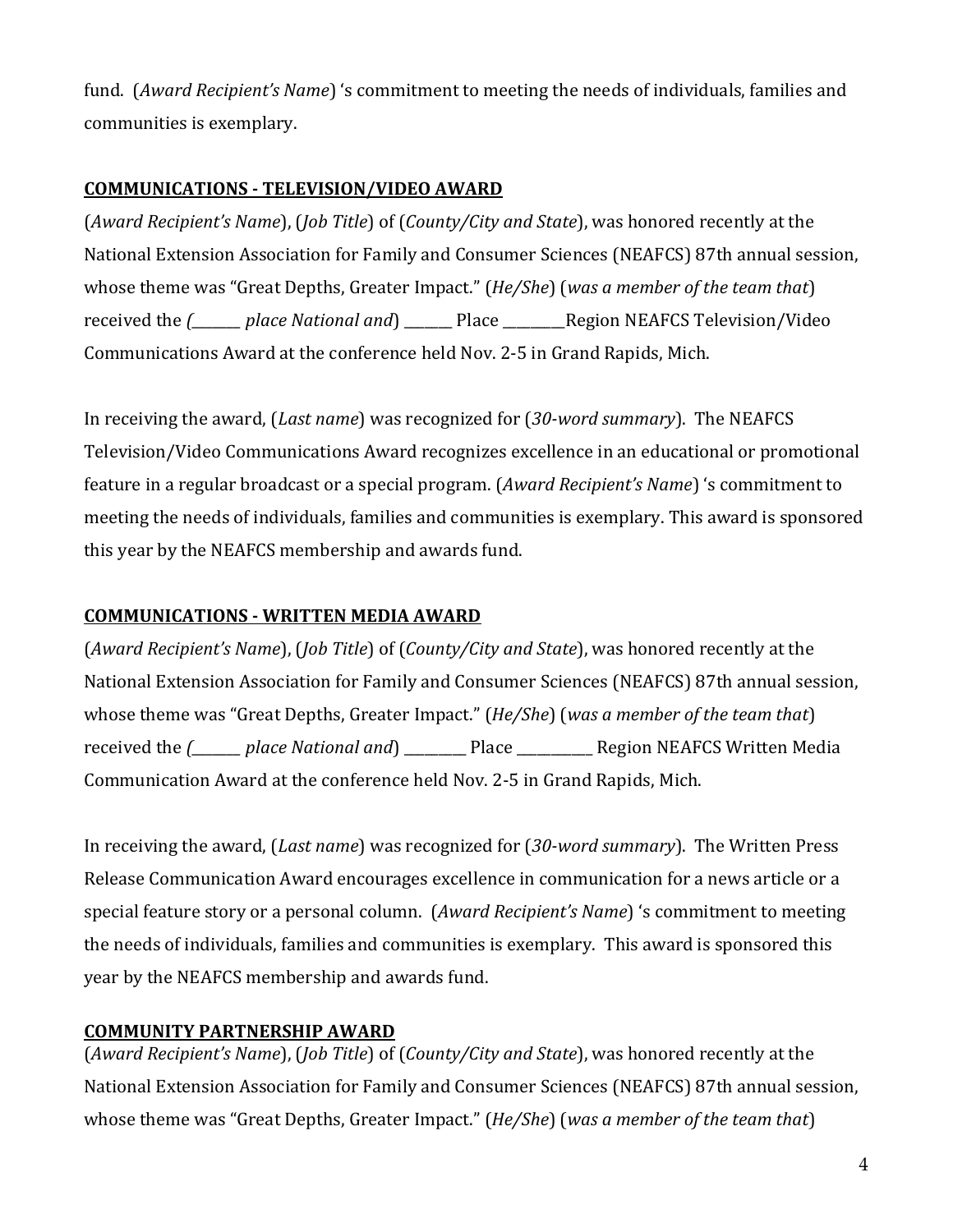fund. (*Award Recipient's Name*) 's commitment to meeting the needs of individuals, families and communities is exemplary.

**COMMUNICATIONS - TELEVISION/VIDEO AWARD**

(*Award Recipient's Name*), (*Job Title*) of (*County/City and State*), was honored recently at the National Extension Association for Family and Consumer Sciences (NEAFCS) 87th annual session, whose theme was "Great Depths, Greater Impact." (*He/She*) (*was a member of the team that*) received the *(_______ place National and*) _______ Place _________Region NEAFCS Television/Video Communications Award at the conference held Nov. 2-5 in Grand Rapids, Mich.

In receiving the award, (*Last name*) was recognized for (*30-word summary*). The NEAFCS Television/Video Communications Award recognizes excellence in an educational or promotional feature in a regular broadcast or a special program. (*Award Recipient's Name*) 's commitment to meeting the needs of individuals, families and communities is exemplary. This award is sponsored this year by the NEAFCS membership and awards fund.

**COMMUNICATIONS - WRITTEN MEDIA AWARD**

(*Award Recipient's Name*), (*Job Title*) of (*County/City and State*), was honored recently at the National Extension Association for Family and Consumer Sciences (NEAFCS) 87th annual session, whose theme was "Great Depths, Greater Impact." (*He/She*) (*was a member of the team that*) received the *(_______ place National and*) _________ Place ___________ Region NEAFCS Written Media Communication Award at the conference held Nov. 2-5 in Grand Rapids, Mich.

In receiving the award, (*Last name*) was recognized for (*30-word summary*). The Written Press Release Communication Award encourages excellence in communication for a news article or a special feature story or a personal column. (*Award Recipient's Name*) 's commitment to meeting the needs of individuals, families and communities is exemplary. This award is sponsored this year by the NEAFCS membership and awards fund.

**COMMUNITY PARTNERSHIP AWARD**

(*Award Recipient's Name*), (*Job Title*) of (*County/City and State*), was honored recently at the National Extension Association for Family and Consumer Sciences (NEAFCS) 87th annual session, whose theme was "Great Depths, Greater Impact." (*He/She*) (*was a member of the team that*)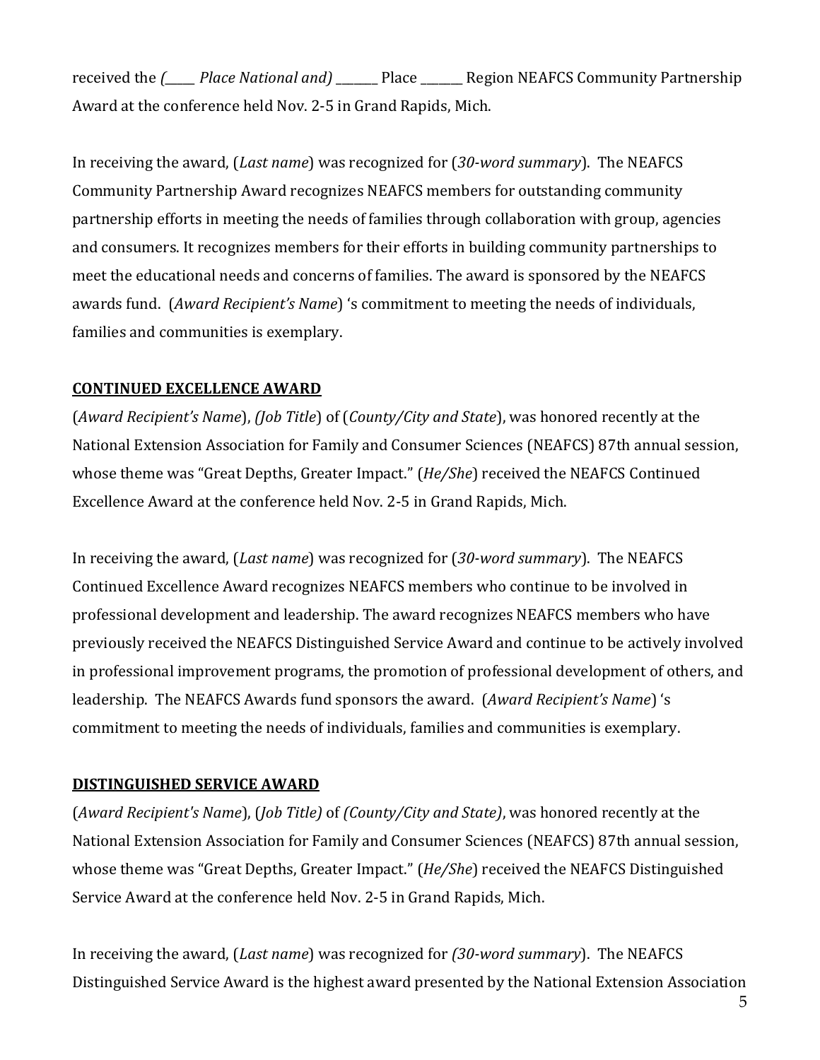received the *(_____ Place National and)* _______ Place _______ Region NEAFCS Community Partnership Award at the conference held Nov. 2-5 in Grand Rapids, Mich.

In receiving the award, (*Last name*) was recognized for (*30-word summary*). The NEAFCS Community Partnership Award recognizes NEAFCS members for outstanding community partnership efforts in meeting the needs of families through collaboration with group, agencies and consumers. It recognizes members for their efforts in building community partnerships to meet the educational needs and concerns of families. The award is sponsored by the NEAFCS awards fund. (*Award Recipient's Name*) 's commitment to meeting the needs of individuals, families and communities is exemplary.

**CONTINUED EXCELLENCE AWARD**

(*Award Recipient's Name*), *(Job Title)* of (*County/City and State*), was honored recently at the National Extension Association for Family and Consumer Sciences (NEAFCS) 87th annual session, whose theme was "Great Depths, Greater Impact." (*He/She*) received the NEAFCS Continued Excellence Award at the conference held Nov. 2-5 in Grand Rapids, Mich.

In receiving the award, (*Last name*) was recognized for (*30-word summary*). The NEAFCS Continued Excellence Award recognizes NEAFCS members who continue to be involved in professional development and leadership. The award recognizes NEAFCS members who have previously received the NEAFCS Distinguished Service Award and continue to be actively involved in professional improvement programs, the promotion of professional development of others, and leadership. The NEAFCS Awards fund sponsors the award. (*Award Recipient's Name*) 's commitment to meeting the needs of individuals, families and communities is exemplary.

**DISTINGUISHED SERVICE AWARD**

(*Award Recipient's Name*), (*Job Title)* of *(County/City and State)*, was honored recently at the National Extension Association for Family and Consumer Sciences (NEAFCS) 87th annual session, whose theme was "Great Depths, Greater Impact." (*He/She*) received the NEAFCS Distinguished Service Award at the conference held Nov. 2-5 in Grand Rapids, Mich.

In receiving the award, (*Last name*) was recognized for *(30-word summary*). The NEAFCS Distinguished Service Award is the highest award presented by the National Extension Association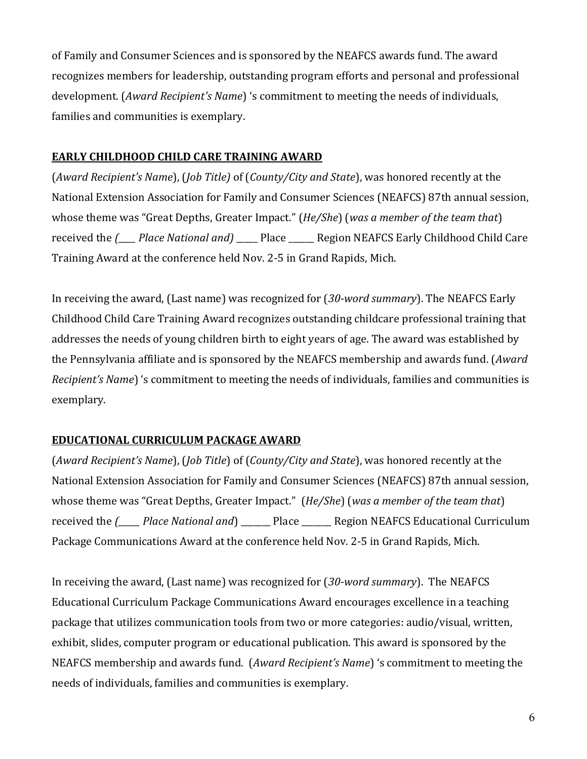of Family and Consumer Sciences and is sponsored by the NEAFCS awards fund. The award recognizes members for leadership, outstanding program efforts and personal and professional development. (*Award Recipient's Name*) 's commitment to meeting the needs of individuals, families and communities is exemplary.

**EARLY CHILDHOOD CHILD CARE TRAINING AWARD**

(*Award Recipient's Name*), (*Job Title)* of (*County/City and State*), was honored recently at the National Extension Association for Family and Consumer Sciences (NEAFCS) 87th annual session, whose theme was "Great Depths, Greater Impact." (*He/She*) (*was a member of the team that*) received the *(____ Place National and)* _____ Place ______ Region NEAFCS Early Childhood Child Care Training Award at the conference held Nov. 2-5 in Grand Rapids, Mich.

In receiving the award, (Last name) was recognized for (*30-word summary*). The NEAFCS Early Childhood Child Care Training Award recognizes outstanding childcare professional training that addresses the needs of young children birth to eight years of age. The award was established by the Pennsylvania affiliate and is sponsored by the NEAFCS membership and awards fund. (*Award Recipient's Name*) 's commitment to meeting the needs of individuals, families and communities is exemplary.

**EDUCATIONAL CURRICULUM PACKAGE AWARD**

(*Award Recipient's Name*), (*Job Title*) of (*County/City and State*), was honored recently at the National Extension Association for Family and Consumer Sciences (NEAFCS) 87th annual session, whose theme was "Great Depths, Greater Impact." (*He/She*) (*was a member of the team that*) received the *(_____ Place National and*) _______ Place _______ Region NEAFCS Educational Curriculum Package Communications Award at the conference held Nov. 2-5 in Grand Rapids, Mich.

In receiving the award, (Last name) was recognized for (*30-word summary*). The NEAFCS Educational Curriculum Package Communications Award encourages excellence in a teaching package that utilizes communication tools from two or more categories: audio/visual, written, exhibit, slides, computer program or educational publication. This award is sponsored by the NEAFCS membership and awards fund. (*Award Recipient's Name*) 's commitment to meeting the needs of individuals, families and communities is exemplary.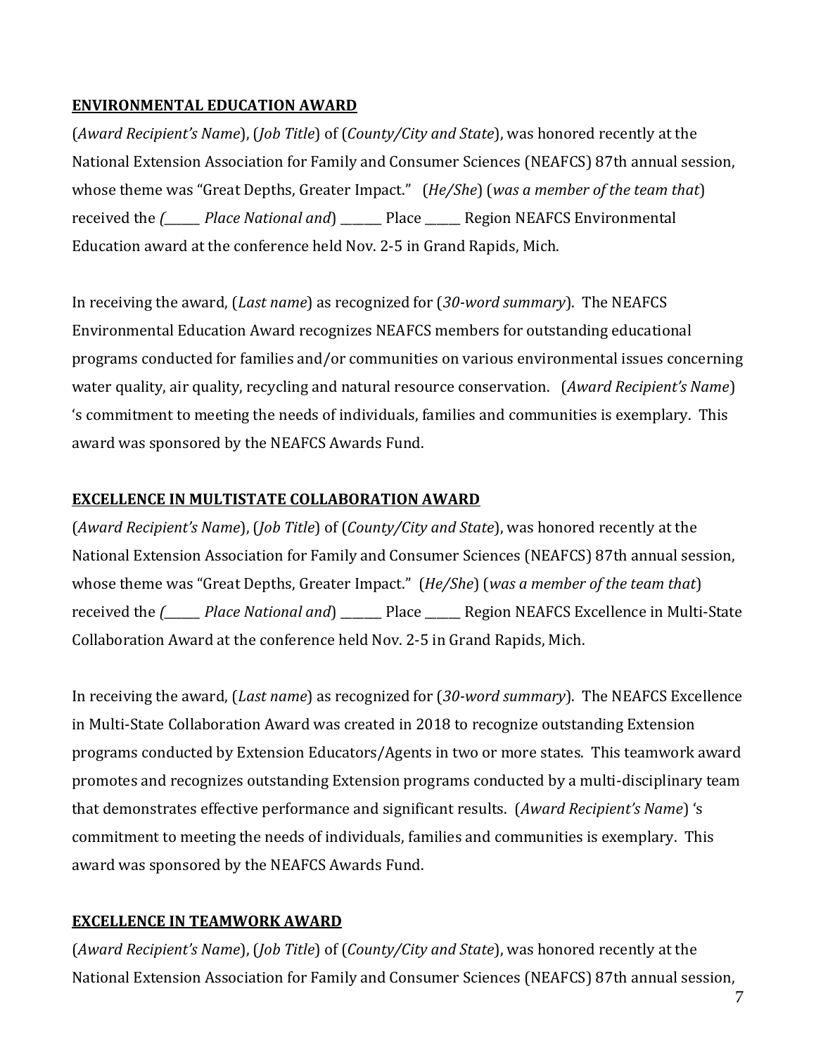**ENVIRONMENTAL EDUCATION AWARD**

(*Award Recipient's Name*), (*Job Title*) of (*County/City and State*), was honored recently at the National Extension Association for Family and Consumer Sciences (NEAFCS) 87th annual session, whose theme was "Great Depths, Greater Impact." (*He/She*) (*was a member of the team that*) received the *(______ Place National and*) _______ Place ______ Region NEAFCS Environmental Education award at the conference held Nov. 2-5 in Grand Rapids, Mich.

In receiving the award, (*Last name*) as recognized for (*30-word summary*). The NEAFCS Environmental Education Award recognizes NEAFCS members for outstanding educational programs conducted for families and/or communities on various environmental issues concerning water quality, air quality, recycling and natural resource conservation. (*Award Recipient's Name*) 's commitment to meeting the needs of individuals, families and communities is exemplary. This award was sponsored by the NEAFCS Awards Fund.

**EXCELLENCE IN MULTISTATE COLLABORATION AWARD**

(*Award Recipient's Name*), (*Job Title*) of (*County/City and State*), was honored recently at the National Extension Association for Family and Consumer Sciences (NEAFCS) 87th annual session, whose theme was "Great Depths, Greater Impact." (*He/She*) (*was a member of the team that*) received the *(______ Place National and*) _______ Place ______ Region NEAFCS Excellence in Multi-State Collaboration Award at the conference held Nov. 2-5 in Grand Rapids, Mich.

In receiving the award, (*Last name*) as recognized for (*30-word summary*). The NEAFCS Excellence in Multi-State Collaboration Award was created in 2018 to recognize outstanding Extension programs conducted by Extension Educators/Agents in two or more states. This teamwork award promotes and recognizes outstanding Extension programs conducted by a multi-disciplinary team that demonstrates effective performance and significant results. (*Award Recipient's Name*) 's commitment to meeting the needs of individuals, families and communities is exemplary. This award was sponsored by the NEAFCS Awards Fund.

**EXCELLENCE IN TEAMWORK AWARD**

(*Award Recipient's Name*), (*Job Title*) of (*County/City and State*), was honored recently at the National Extension Association for Family and Consumer Sciences (NEAFCS) 87th annual session,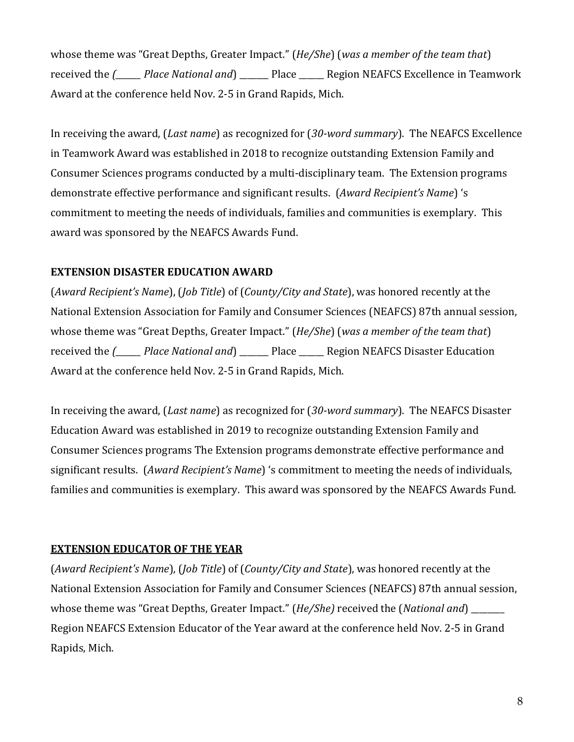whose theme was "Great Depths, Greater Impact." (*He/She*) (*was a member of the team that*) received the *(______ Place National and*) _______ Place ______ Region NEAFCS Excellence in Teamwork Award at the conference held Nov. 2-5 in Grand Rapids, Mich.

In receiving the award, (*Last name*) as recognized for (*30-word summary*). The NEAFCS Excellence in Teamwork Award was established in 2018 to recognize outstanding Extension Family and Consumer Sciences programs conducted by a multi-disciplinary team. The Extension programs demonstrate effective performance and significant results. (*Award Recipient's Name*) 's commitment to meeting the needs of individuals, families and communities is exemplary. This award was sponsored by the NEAFCS Awards Fund.

**EXTENSION DISASTER EDUCATION AWARD**

(*Award Recipient's Name*), (*Job Title*) of (*County/City and State*), was honored recently at the National Extension Association for Family and Consumer Sciences (NEAFCS) 87th annual session, whose theme was "Great Depths, Greater Impact." (*He/She*) (*was a member of the team that*) received the *(______ Place National and*) _______ Place ______ Region NEAFCS Disaster Education Award at the conference held Nov. 2-5 in Grand Rapids, Mich.

In receiving the award, (*Last name*) as recognized for (*30-word summary*). The NEAFCS Disaster Education Award was established in 2019 to recognize outstanding Extension Family and Consumer Sciences programs The Extension programs demonstrate effective performance and significant results. (*Award Recipient's Name*) 's commitment to meeting the needs of individuals, families and communities is exemplary. This award was sponsored by the NEAFCS Awards Fund.

**<u>EXTENSION EDUCATOR OF THE YEAR</u>**

(*Award Recipient's Name*), (*Job Title*) of (*County/City and State*), was honored recently at the National Extension Association for Family and Consumer Sciences (NEAFCS) 87th annual session, whose theme was "Great Depths, Greater Impact." (*He/She)* received the (*National and*) ________ Region NEAFCS Extension Educator of the Year award at the conference held Nov. 2-5 in Grand Rapids, Mich.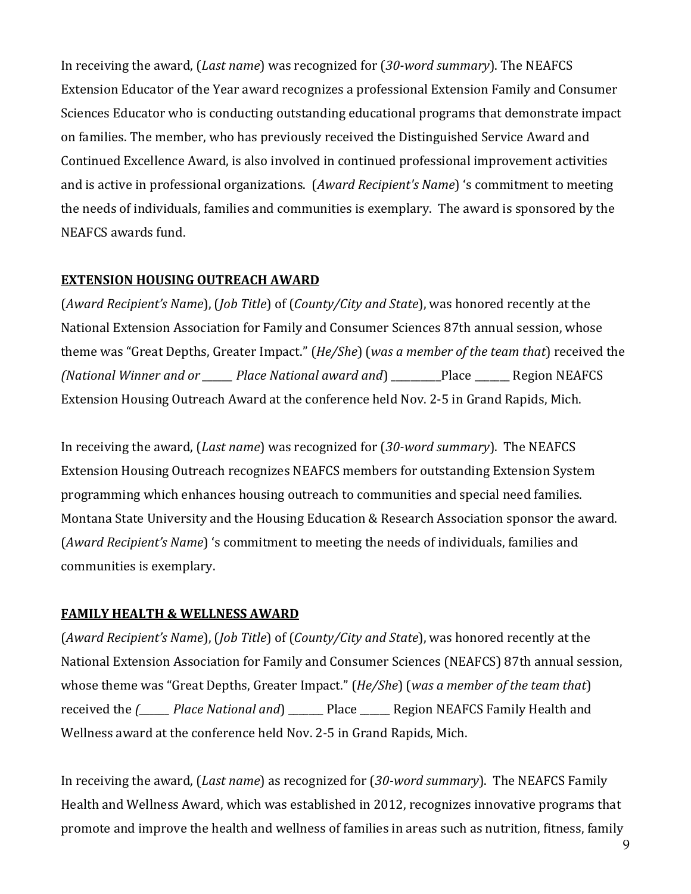In receiving the award, (*Last name*) was recognized for (*30-word summary*). The NEAFCS Extension Educator of the Year award recognizes a professional Extension Family and Consumer Sciences Educator who is conducting outstanding educational programs that demonstrate impact on families. The member, who has previously received the Distinguished Service Award and Continued Excellence Award, is also involved in continued professional improvement activities and is active in professional organizations. (*Award Recipient's Name*) 's commitment to meeting the needs of individuals, families and communities is exemplary. The award is sponsored by the NEAFCS awards fund.

**EXTENSION HOUSING OUTREACH AWARD**

(*Award Recipient's Name*), (*Job Title*) of (*County/City and State*), was honored recently at the National Extension Association for Family and Consumer Sciences 87th annual session, whose theme was "Great Depths, Greater Impact." (*He/She*) (*was a member of the team that*) received the *(National Winner and or ______ Place National award and*) __________Place _______ Region NEAFCS Extension Housing Outreach Award at the conference held Nov. 2-5 in Grand Rapids, Mich.

In receiving the award, (*Last name*) was recognized for (*30-word summary*). The NEAFCS Extension Housing Outreach recognizes NEAFCS members for outstanding Extension System programming which enhances housing outreach to communities and special need families. Montana State University and the Housing Education & Research Association sponsor the award. (*Award Recipient's Name*) 's commitment to meeting the needs of individuals, families and communities is exemplary.

**FAMILY HEALTH & WELLNESS AWARD**

(*Award Recipient's Name*), (*Job Title*) of (*County/City and State*), was honored recently at the National Extension Association for Family and Consumer Sciences (NEAFCS) 87th annual session, whose theme was "Great Depths, Greater Impact." (*He/She*) (*was a member of the team that*) received the *(______ Place National and*) _______ Place ______ Region NEAFCS Family Health and Wellness award at the conference held Nov. 2-5 in Grand Rapids, Mich.

In receiving the award, (*Last name*) as recognized for (*30-word summary*). The NEAFCS Family Health and Wellness Award, which was established in 2012, recognizes innovative programs that promote and improve the health and wellness of families in areas such as nutrition, fitness, family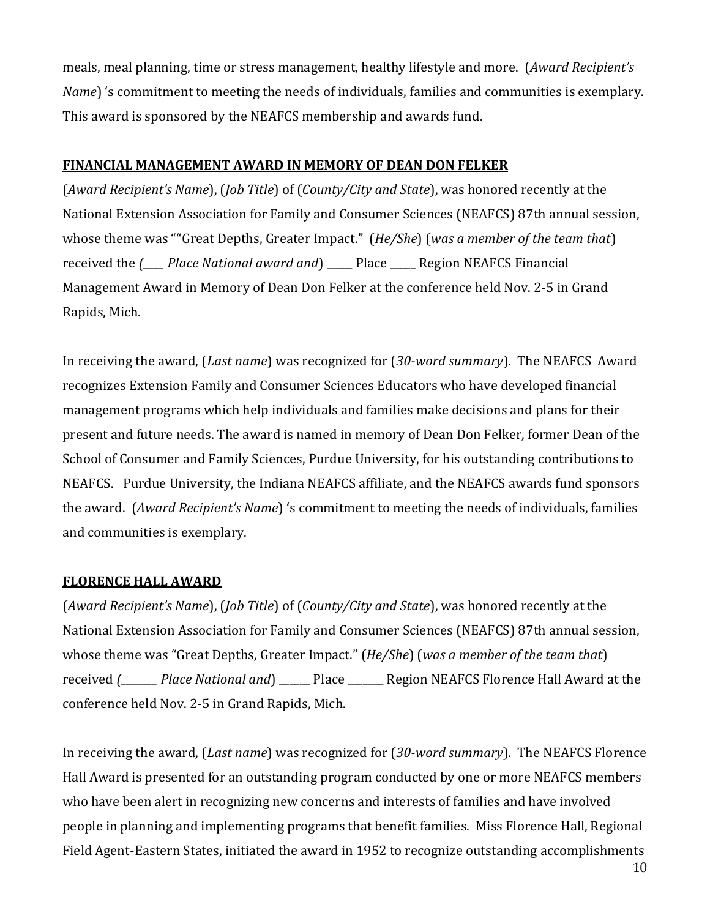meals, meal planning, time or stress management, healthy lifestyle and more. (*Award Recipient's Name*) 's commitment to meeting the needs of individuals, families and communities is exemplary. This award is sponsored by the NEAFCS membership and awards fund.

**FINANCIAL MANAGEMENT AWARD IN MEMORY OF DEAN DON FELKER**

(*Award Recipient's Name*), (*Job Title*) of (*County/City and State*), was honored recently at the National Extension Association for Family and Consumer Sciences (NEAFCS) 87th annual session, whose theme was ""Great Depths, Greater Impact." (*He/She*) (*was a member of the team that*) received the *(____ Place National award and*) _____ Place _____ Region NEAFCS Financial Management Award in Memory of Dean Don Felker at the conference held Nov. 2-5 in Grand Rapids, Mich.

In receiving the award, (*Last name*) was recognized for (*30-word summary*). The NEAFCS Award recognizes Extension Family and Consumer Sciences Educators who have developed financial management programs which help individuals and families make decisions and plans for their present and future needs. The award is named in memory of Dean Don Felker, former Dean of the School of Consumer and Family Sciences, Purdue University, for his outstanding contributions to NEAFCS. Purdue University, the Indiana NEAFCS affiliate, and the NEAFCS awards fund sponsors the award. (*Award Recipient's Name*) 's commitment to meeting the needs of individuals, families and communities is exemplary.

**FLORENCE HALL AWARD**

(*Award Recipient's Name*), (*Job Title*) of (*County/City and State*), was honored recently at the National Extension Association for Family and Consumer Sciences (NEAFCS) 87th annual session, whose theme was "Great Depths, Greater Impact." (*He/She*) (*was a member of the team that*) received *(_______ Place National and*) ______ Place _______ Region NEAFCS Florence Hall Award at the conference held Nov. 2-5 in Grand Rapids, Mich.

In receiving the award, (*Last name*) was recognized for (*30-word summary*). The NEAFCS Florence Hall Award is presented for an outstanding program conducted by one or more NEAFCS members who have been alert in recognizing new concerns and interests of families and have involved people in planning and implementing programs that benefit families. Miss Florence Hall, Regional Field Agent-Eastern States, initiated the award in 1952 to recognize outstanding accomplishments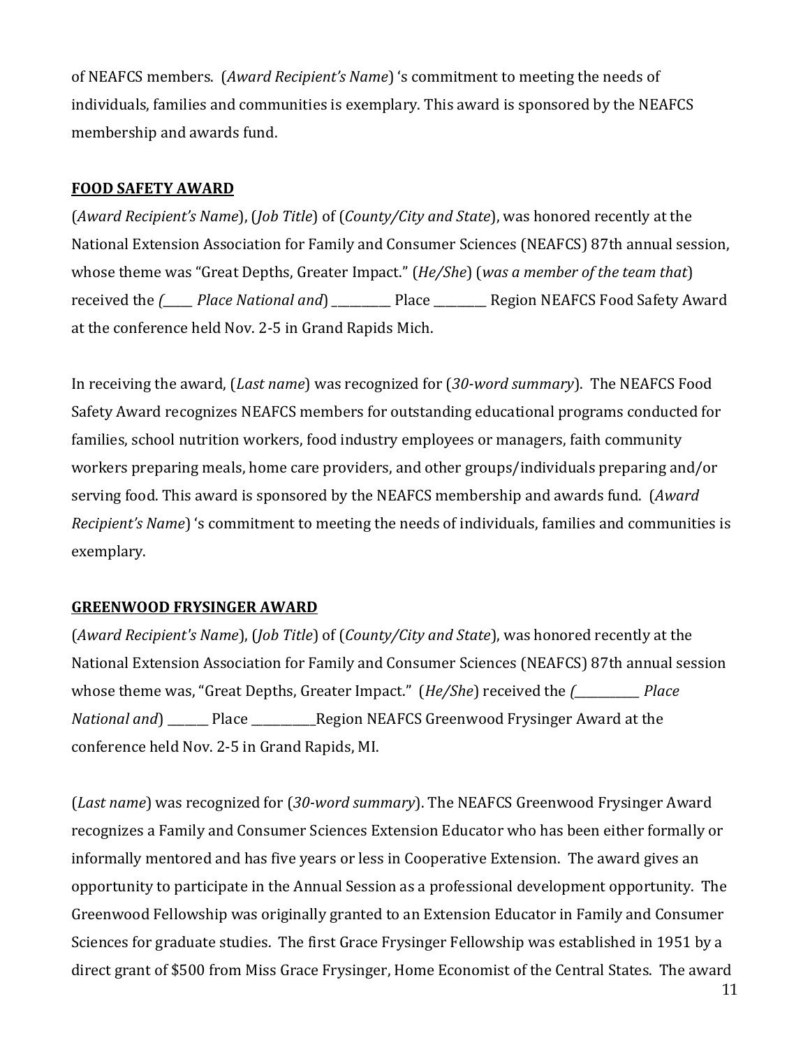of NEAFCS members. (*Award Recipient's Name*) 's commitment to meeting the needs of individuals, families and communities is exemplary. This award is sponsored by the NEAFCS membership and awards fund.

**FOOD SAFETY AWARD**

(*Award Recipient's Name*), (*Job Title*) of (*County/City and State*), was honored recently at the National Extension Association for Family and Consumer Sciences (NEAFCS) 87th annual session, whose theme was "Great Depths, Greater Impact." (*He/She*) (*was a member of the team that*) received the *(_____ Place National and*) __________ Place _________ Region NEAFCS Food Safety Award at the conference held Nov. 2-5 in Grand Rapids Mich.

In receiving the award, (*Last name*) was recognized for (*30-word summary*). The NEAFCS Food Safety Award recognizes NEAFCS members for outstanding educational programs conducted for families, school nutrition workers, food industry employees or managers, faith community workers preparing meals, home care providers, and other groups/individuals preparing and/or serving food. This award is sponsored by the NEAFCS membership and awards fund. (*Award Recipient's Name*) 's commitment to meeting the needs of individuals, families and communities is exemplary.

**GREENWOOD FRYSINGER AWARD**

(*Award Recipient's Name*), (*Job Title*) of (*County/City and State*), was honored recently at the National Extension Association for Family and Consumer Sciences (NEAFCS) 87th annual session whose theme was, "Great Depths, Greater Impact." (*He/She*) received the *(___________ Place National and*) _______ Place ___________Region NEAFCS Greenwood Frysinger Award at the conference held Nov. 2-5 in Grand Rapids, MI.

(*Last name*) was recognized for (*30-word summary*). The NEAFCS Greenwood Frysinger Award recognizes a Family and Consumer Sciences Extension Educator who has been either formally or informally mentored and has five years or less in Cooperative Extension. The award gives an opportunity to participate in the Annual Session as a professional development opportunity. The Greenwood Fellowship was originally granted to an Extension Educator in Family and Consumer Sciences for graduate studies. The first Grace Frysinger Fellowship was established in 1951 by a direct grant of $500 from Miss Grace Frysinger, Home Economist of the Central States. The award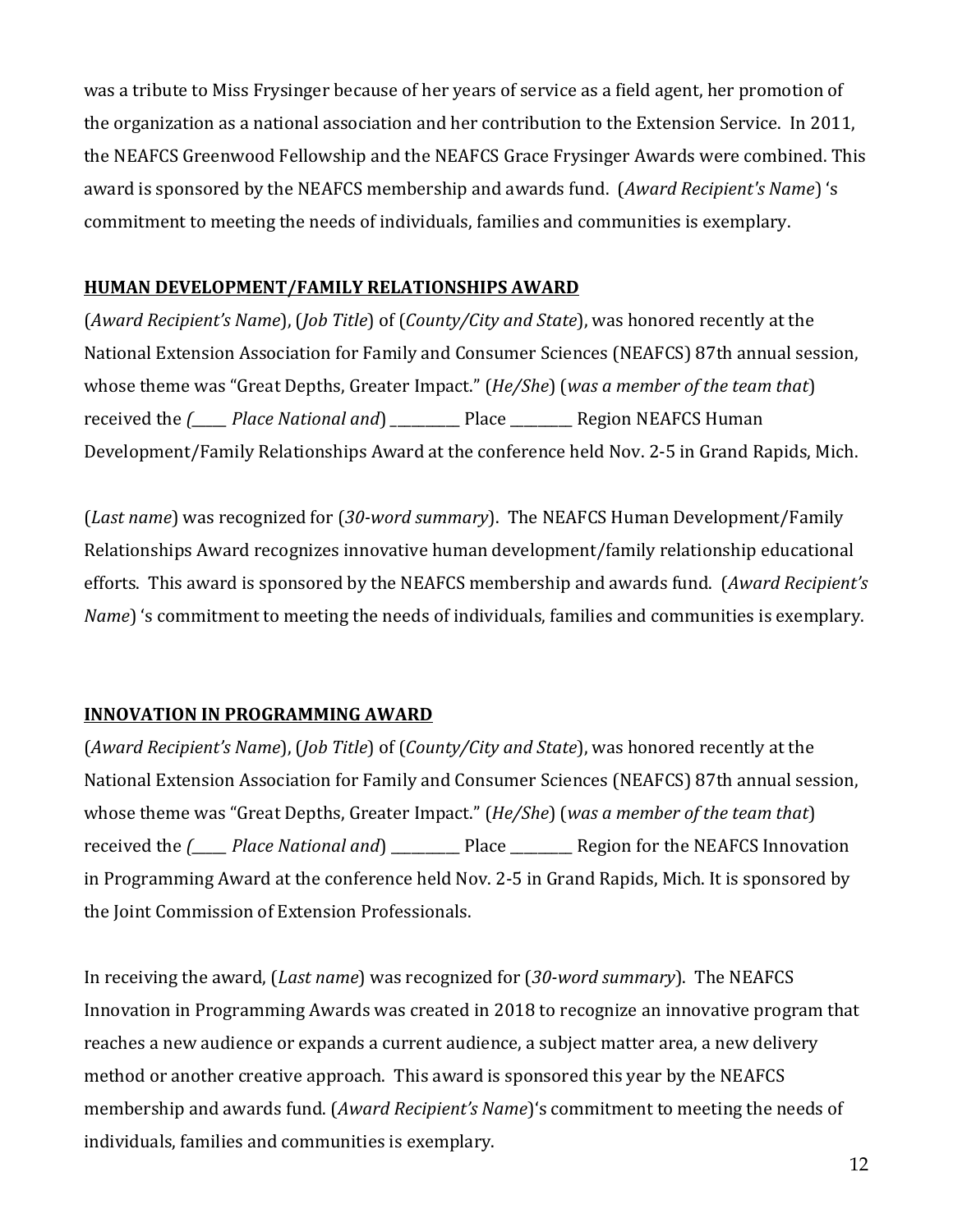was a tribute to Miss Frysinger because of her years of service as a field agent, her promotion of the organization as a national association and her contribution to the Extension Service. In 2011, the NEAFCS Greenwood Fellowship and the NEAFCS Grace Frysinger Awards were combined. This award is sponsored by the NEAFCS membership and awards fund. (*Award Recipient's Name*) 's commitment to meeting the needs of individuals, families and communities is exemplary.

**HUMAN DEVELOPMENT/FAMILY RELATIONSHIPS AWARD**

(*Award Recipient's Name*), (*Job Title*) of (*County/City and State*), was honored recently at the National Extension Association for Family and Consumer Sciences (NEAFCS) 87th annual session, whose theme was "Great Depths, Greater Impact." (*He/She*) (*was a member of the team that*) received the *(_____ Place National and*) __________ Place _________ Region NEAFCS Human Development/Family Relationships Award at the conference held Nov. 2-5 in Grand Rapids, Mich.

(*Last name*) was recognized for (*30-word summary*). The NEAFCS Human Development/Family Relationships Award recognizes innovative human development/family relationship educational efforts. This award is sponsored by the NEAFCS membership and awards fund. (*Award Recipient's Name*) 's commitment to meeting the needs of individuals, families and communities is exemplary.

**INNOVATION IN PROGRAMMING AWARD**

(*Award Recipient's Name*), (*Job Title*) of (*County/City and State*), was honored recently at the National Extension Association for Family and Consumer Sciences (NEAFCS) 87th annual session, whose theme was "Great Depths, Greater Impact." (*He/She*) (*was a member of the team that*) received the *(_____ Place National and*) __________ Place _________ Region for the NEAFCS Innovation in Programming Award at the conference held Nov. 2-5 in Grand Rapids, Mich. It is sponsored by the Joint Commission of Extension Professionals.

In receiving the award, (*Last name*) was recognized for (*30-word summary*). The NEAFCS Innovation in Programming Awards was created in 2018 to recognize an innovative program that reaches a new audience or expands a current audience, a subject matter area, a new delivery method or another creative approach. This award is sponsored this year by the NEAFCS membership and awards fund. (*Award Recipient's Name*)'s commitment to meeting the needs of individuals, families and communities is exemplary.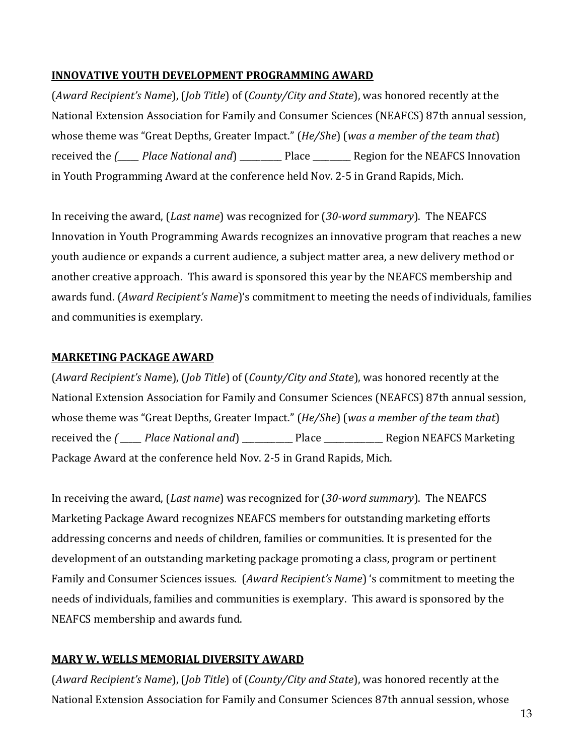**INNOVATIVE YOUTH DEVELOPMENT PROGRAMMING AWARD**

(*Award Recipient's Name*), (*Job Title*) of (*County/City and State*), was honored recently at the National Extension Association for Family and Consumer Sciences (NEAFCS) 87th annual session, whose theme was "Great Depths, Greater Impact." (*He/She*) (*was a member of the team that*) received the *(_____ Place National and*) __________ Place _________ Region for the NEAFCS Innovation in Youth Programming Award at the conference held Nov. 2-5 in Grand Rapids, Mich.

In receiving the award, (*Last name*) was recognized for (*30-word summary*). The NEAFCS Innovation in Youth Programming Awards recognizes an innovative program that reaches a new youth audience or expands a current audience, a subject matter area, a new delivery method or another creative approach. This award is sponsored this year by the NEAFCS membership and awards fund. (*Award Recipient's Name*)'s commitment to meeting the needs of individuals, families and communities is exemplary.

**MARKETING PACKAGE AWARD**

(*Award Recipient's Name*), (*Job Title*) of (*County/City and State*), was honored recently at the National Extension Association for Family and Consumer Sciences (NEAFCS) 87th annual session, whose theme was "Great Depths, Greater Impact." (*He/She*) (*was a member of the team that*) received the *( _____ Place National and*) ____________ Place ______________ Region NEAFCS Marketing Package Award at the conference held Nov. 2-5 in Grand Rapids, Mich.

In receiving the award, (*Last name*) was recognized for (*30-word summary*). The NEAFCS Marketing Package Award recognizes NEAFCS members for outstanding marketing efforts addressing concerns and needs of children, families or communities. It is presented for the development of an outstanding marketing package promoting a class, program or pertinent Family and Consumer Sciences issues. (*Award Recipient's Name*) 's commitment to meeting the needs of individuals, families and communities is exemplary. This award is sponsored by the NEAFCS membership and awards fund.

**MARY W. WELLS MEMORIAL DIVERSITY AWARD**

(*Award Recipient's Name*), (*Job Title*) of (*County/City and State*), was honored recently at the National Extension Association for Family and Consumer Sciences 87th annual session, whose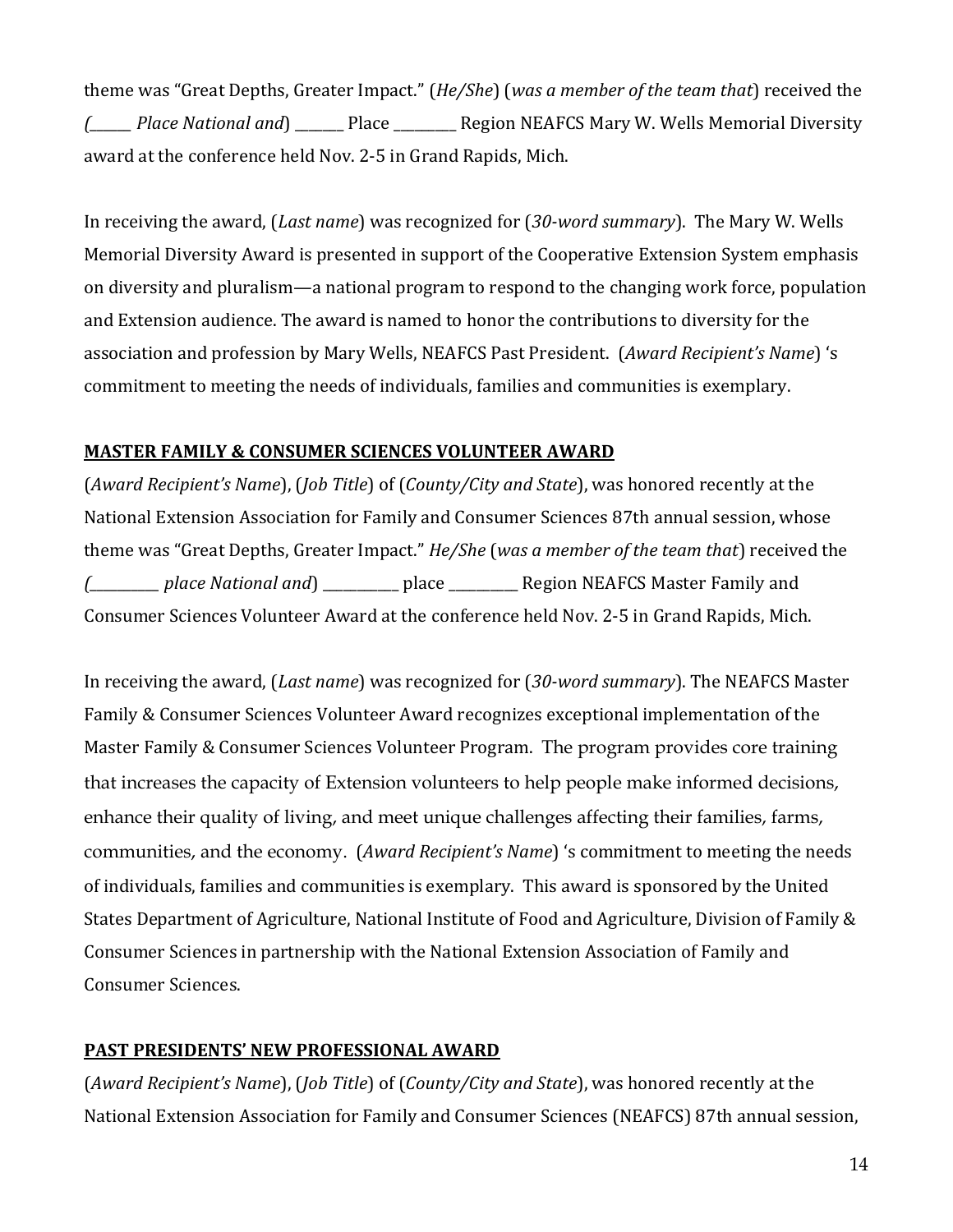theme was "Great Depths, Greater Impact." (*He/She*) (*was a member of the team that*) received the *(______ Place National and*) _______ Place _________ Region NEAFCS Mary W. Wells Memorial Diversity award at the conference held Nov. 2-5 in Grand Rapids, Mich.

In receiving the award, (*Last name*) was recognized for (*30-word summary*). The Mary W. Wells Memorial Diversity Award is presented in support of the Cooperative Extension System emphasis on diversity and pluralism—a national program to respond to the changing work force, population and Extension audience. The award is named to honor the contributions to diversity for the association and profession by Mary Wells, NEAFCS Past President. (*Award Recipient's Name*) 's commitment to meeting the needs of individuals, families and communities is exemplary.

**MASTER FAMILY & CONSUMER SCIENCES VOLUNTEER AWARD**

(*Award Recipient's Name*), (*Job Title*) of (*County/City and State*), was honored recently at the National Extension Association for Family and Consumer Sciences 87th annual session, whose theme was "Great Depths, Greater Impact." *He/She* (*was a member of the team that*) received the *(__________ place National and*) ___________ place __________ Region NEAFCS Master Family and Consumer Sciences Volunteer Award at the conference held Nov. 2-5 in Grand Rapids, Mich.

In receiving the award, (*Last name*) was recognized for (*30-word summary*). The NEAFCS Master Family & Consumer Sciences Volunteer Award recognizes exceptional implementation of the Master Family & Consumer Sciences Volunteer Program. The program provides core training that increases the capacity of Extension volunteers to help people make informed decisions, enhance their quality of living, and meet unique challenges affecting their families, farms, communities, and the economy. (*Award Recipient's Name*) 's commitment to meeting the needs of individuals, families and communities is exemplary. This award is sponsored by the United States Department of Agriculture, National Institute of Food and Agriculture, Division of Family & Consumer Sciences in partnership with the National Extension Association of Family and Consumer Sciences.

**PAST PRESIDENTS' NEW PROFESSIONAL AWARD**

(*Award Recipient's Name*), (*Job Title*) of (*County/City and State*), was honored recently at the National Extension Association for Family and Consumer Sciences (NEAFCS) 87th annual session,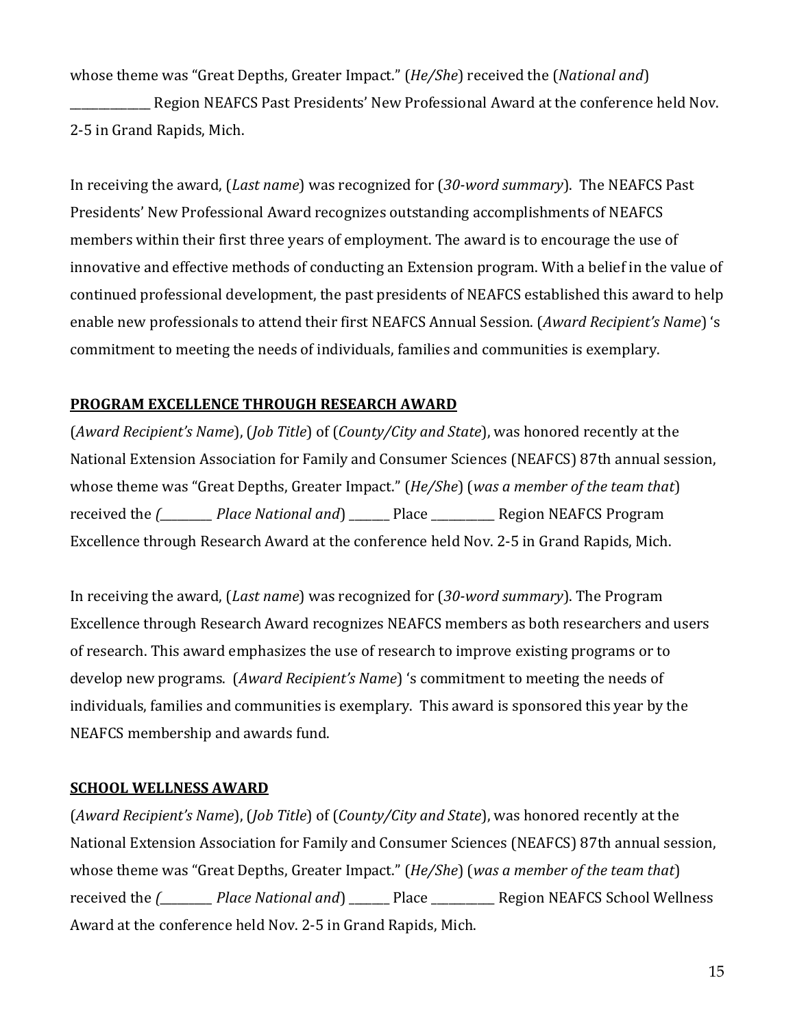whose theme was "Great Depths, Greater Impact." (*He/She*) received the (*National and*) ______________ Region NEAFCS Past Presidents' New Professional Award at the conference held Nov. 2-5 in Grand Rapids, Mich.

In receiving the award, (*Last name*) was recognized for (*30-word summary*). The NEAFCS Past Presidents' New Professional Award recognizes outstanding accomplishments of NEAFCS members within their first three years of employment. The award is to encourage the use of innovative and effective methods of conducting an Extension program. With a belief in the value of continued professional development, the past presidents of NEAFCS established this award to help enable new professionals to attend their first NEAFCS Annual Session. (*Award Recipient's Name*) 's commitment to meeting the needs of individuals, families and communities is exemplary.

**PROGRAM EXCELLENCE THROUGH RESEARCH AWARD**

(*Award Recipient's Name*), (*Job Title*) of (*County/City and State*), was honored recently at the National Extension Association for Family and Consumer Sciences (NEAFCS) 87th annual session, whose theme was "Great Depths, Greater Impact." (*He/She*) (*was a member of the team that*) received the (*__________ Place National and*) _______ Place ___________ Region NEAFCS Program Excellence through Research Award at the conference held Nov. 2-5 in Grand Rapids, Mich.

In receiving the award, (*Last name*) was recognized for (*30-word summary*). The Program Excellence through Research Award recognizes NEAFCS members as both researchers and users of research. This award emphasizes the use of research to improve existing programs or to develop new programs. (*Award Recipient's Name*) 's commitment to meeting the needs of individuals, families and communities is exemplary. This award is sponsored this year by the NEAFCS membership and awards fund.

**SCHOOL WELLNESS AWARD**

(*Award Recipient's Name*), (*Job Title*) of (*County/City and State*), was honored recently at the National Extension Association for Family and Consumer Sciences (NEAFCS) 87th annual session, whose theme was "Great Depths, Greater Impact." (*He/She*) (*was a member of the team that*) received the (*__________ Place National and*) _______ Place ___________ Region NEAFCS School Wellness Award at the conference held Nov. 2-5 in Grand Rapids, Mich.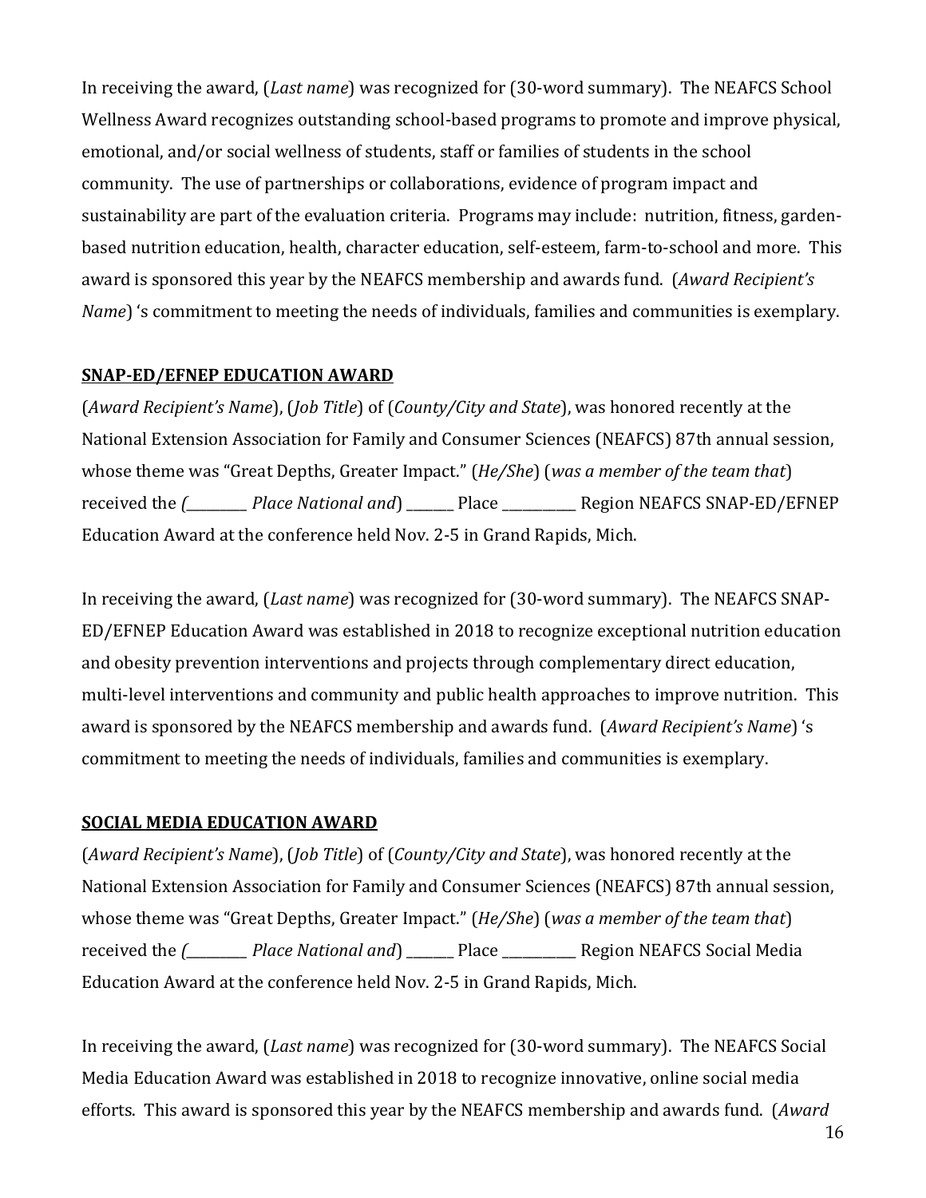In receiving the award, (*Last name*) was recognized for (30-word summary). The NEAFCS School Wellness Award recognizes outstanding school-based programs to promote and improve physical, emotional, and/or social wellness of students, staff or families of students in the school community. The use of partnerships or collaborations, evidence of program impact and sustainability are part of the evaluation criteria. Programs may include: nutrition, fitness, garden-based nutrition education, health, character education, self-esteem, farm-to-school and more. This award is sponsored this year by the NEAFCS membership and awards fund. (*Award Recipient's Name*) 's commitment to meeting the needs of individuals, families and communities is exemplary.

**SNAP-ED/EFNEP EDUCATION AWARD**

(*Award Recipient's Name*), (*Job Title*) of (*County/City and State*), was honored recently at the National Extension Association for Family and Consumer Sciences (NEAFCS) 87th annual session, whose theme was "Great Depths, Greater Impact." (*He/She*) (*was a member of the team that*) received the *(_________ Place National and*) _______ Place ___________ Region NEAFCS SNAP-ED/EFNEP Education Award at the conference held Nov. 2-5 in Grand Rapids, Mich.

In receiving the award, (*Last name*) was recognized for (30-word summary). The NEAFCS SNAP-ED/EFNEP Education Award was established in 2018 to recognize exceptional nutrition education and obesity prevention interventions and projects through complementary direct education, multi-level interventions and community and public health approaches to improve nutrition. This award is sponsored by the NEAFCS membership and awards fund. (*Award Recipient's Name*) 's commitment to meeting the needs of individuals, families and communities is exemplary.

**SOCIAL MEDIA EDUCATION AWARD**

(*Award Recipient's Name*), (*Job Title*) of (*County/City and State*), was honored recently at the National Extension Association for Family and Consumer Sciences (NEAFCS) 87th annual session, whose theme was "Great Depths, Greater Impact." (*He/She*) (*was a member of the team that*) received the *(_________ Place National and*) _______ Place ___________ Region NEAFCS Social Media Education Award at the conference held Nov. 2-5 in Grand Rapids, Mich.

In receiving the award, (*Last name*) was recognized for (30-word summary). The NEAFCS Social Media Education Award was established in 2018 to recognize innovative, online social media efforts. This award is sponsored this year by the NEAFCS membership and awards fund. (*Award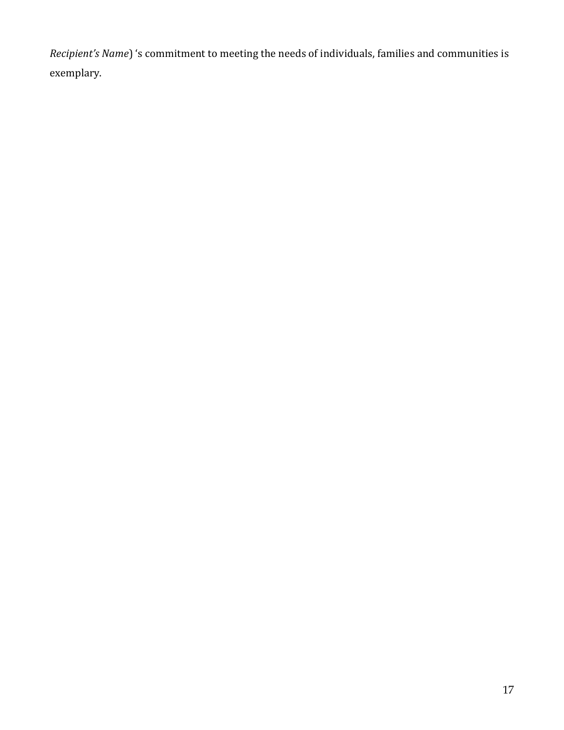*Recipient's Name*) 's commitment to meeting the needs of individuals, families and communities is exemplary.